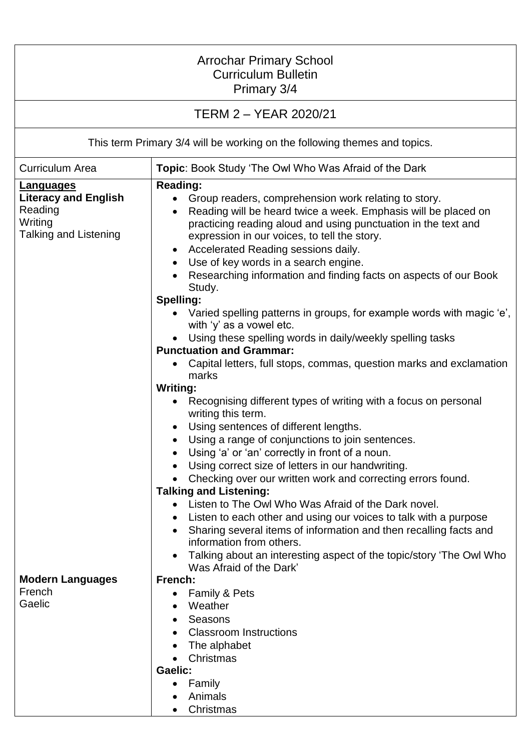Arrochar Primary School
Curriculum Bulletin
Primary 3/4

TERM 2 – YEAR 2020/21

This term Primary 3/4 will be working on the following themes and topics.

| Curriculum Area | **Topic**: Book Study 'The Owl Who Was Afraid of the Dark |
|---|---|
| **Languages**<br>**Literacy and English**<br>Reading<br>Writing<br>Talking and Listening | **Reading:**<br>• Group readers, comprehension work relating to story.<br>• Reading will be heard twice a week. Emphasis will be placed on practicing reading aloud and using punctuation in the text and expression in our voices, to tell the story.<br>• Accelerated Reading sessions daily.<br>• Use of key words in a search engine.<br>• Researching information and finding facts on aspects of our Book Study.<br>**Spelling:**<br>• Varied spelling patterns in groups, for example words with magic 'e', with 'y' as a vowel etc.<br>• Using these spelling words in daily/weekly spelling tasks<br>**Punctuation and Grammar:**<br>• Capital letters, full stops, commas, question marks and exclamation marks<br>**Writing:**<br>• Recognising different types of writing with a focus on personal writing this term.<br>• Using sentences of different lengths.<br>• Using a range of conjunctions to join sentences.<br>• Using 'a' or 'an' correctly in front of a noun.<br>• Using correct size of letters in our handwriting.<br>• Checking over our written work and correcting errors found.<br>**Talking and Listening:**<br>• Listen to The Owl Who Was Afraid of the Dark novel.<br>• Listen to each other and using our voices to talk with a purpose<br>• Sharing several items of information and then recalling facts and information from others.<br>• Talking about an interesting aspect of the topic/story 'The Owl Who Was Afraid of the Dark' |
| **Modern Languages**<br>French<br>Gaelic | **French:**<br>• Family & Pets<br>• Weather<br>• Seasons<br>• Classroom Instructions<br>• The alphabet<br>• Christmas<br>**Gaelic:**<br>• Family<br>• Animals<br>• Christmas |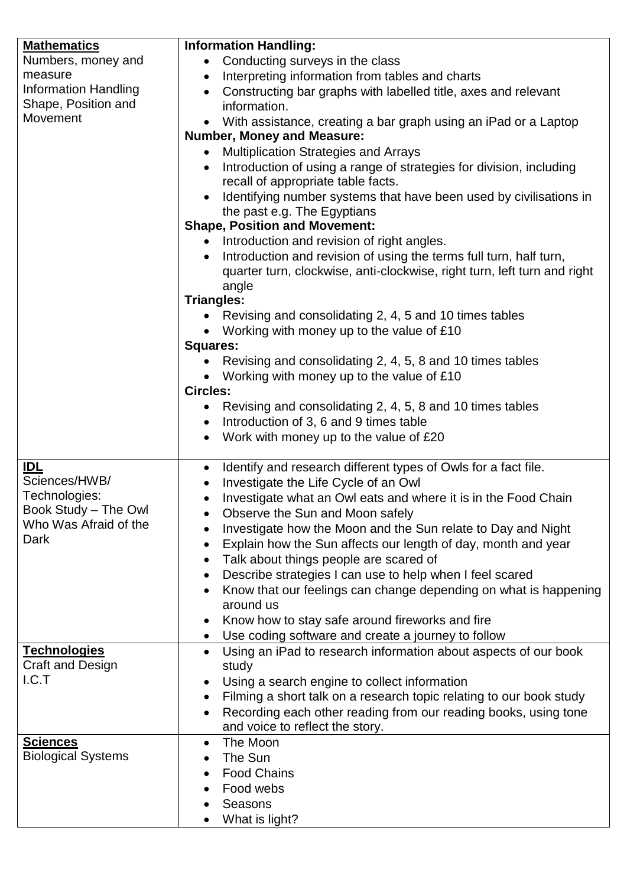| **Mathematics**<br>Numbers, money and measure<br>Information Handling<br>Shape, Position and Movement | **Information Handling:**<br>• Conducting surveys in the class<br>• Interpreting information from tables and charts<br>• Constructing bar graphs with labelled title, axes and relevant information.<br>• With assistance, creating a bar graph using an iPad or a Laptop<br>**Number, Money and Measure:**<br>• Multiplication Strategies and Arrays<br>• Introduction of using a range of strategies for division, including recall of appropriate table facts.<br>• Identifying number systems that have been used by civilisations in the past e.g. The Egyptians<br>**Shape, Position and Movement:**<br>• Introduction and revision of right angles.<br>• Introduction and revision of using the terms full turn, half turn, quarter turn, clockwise, anti-clockwise, right turn, left turn and right angle<br>**Triangles:**<br>• Revising and consolidating 2, 4, 5 and 10 times tables<br>• Working with money up to the value of £10<br>**Squares:**<br>• Revising and consolidating 2, 4, 5, 8 and 10 times tables<br>• Working with money up to the value of £10<br>**Circles:**<br>• Revising and consolidating 2, 4, 5, 8 and 10 times tables<br>• Introduction of 3, 6 and 9 times table<br>• Work with money up to the value of £20 |
|---|---|
| **IDL**<br>Sciences/HWB/ Technologies:<br>Book Study – The Owl Who Was Afraid of the Dark | • Identify and research different types of Owls for a fact file.<br>• Investigate the Life Cycle of an Owl<br>• Investigate what an Owl eats and where it is in the Food Chain<br>• Observe the Sun and Moon safely<br>• Investigate how the Moon and the Sun relate to Day and Night<br>• Explain how the Sun affects our length of day, month and year<br>• Talk about things people are scared of<br>• Describe strategies I can use to help when I feel scared<br>• Know that our feelings can change depending on what is happening around us<br>• Know how to stay safe around fireworks and fire<br>• Use coding software and create a journey to follow |
| **Technologies**<br>Craft and Design<br>I.C.T | • Using an iPad to research information about aspects of our book study<br>• Using a search engine to collect information<br>• Filming a short talk on a research topic relating to our book study<br>• Recording each other reading from our reading books, using tone and voice to reflect the story. |
| **Sciences**<br>Biological Systems | • The Moon<br>• The Sun<br>• Food Chains<br>• Food webs<br>• Seasons<br>• What is light? |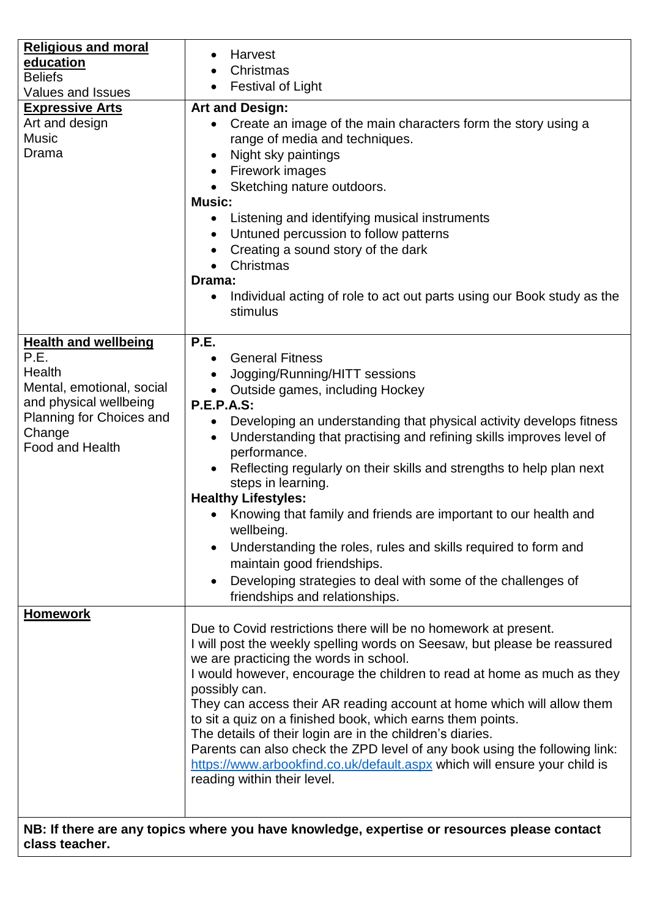| | |
|---|---|
| **Religious and moral education**<br>Beliefs<br>Values and Issues | • Harvest<br>• Christmas<br>• Festival of Light |
| **Expressive Arts**<br>Art and design<br>Music<br>Drama | **Art and Design:**<br>• Create an image of the main characters form the story using a range of media and techniques.<br>• Night sky paintings<br>• Firework images<br>• Sketching nature outdoors.<br>**Music:**<br>• Listening and identifying musical instruments<br>• Untuned percussion to follow patterns<br>• Creating a sound story of the dark<br>• Christmas<br>**Drama:**<br>• Individual acting of role to act out parts using our Book study as the stimulus |
| **Health and wellbeing**<br>P.E.<br>Health<br>Mental, emotional, social and physical wellbeing<br>Planning for Choices and Change<br>Food and Health | **P.E.**<br>• General Fitness<br>• Jogging/Running/HITT sessions<br>• Outside games, including Hockey<br>**P.E.P.A.S:**<br>• Developing an understanding that physical activity develops fitness<br>• Understanding that practising and refining skills improves level of performance.<br>• Reflecting regularly on their skills and strengths to help plan next steps in learning.<br>**Healthy Lifestyles:**<br>• Knowing that family and friends are important to our health and wellbeing.<br>• Understanding the roles, rules and skills required to form and maintain good friendships.<br>• Developing strategies to deal with some of the challenges of friendships and relationships. |
| **Homework** | Due to Covid restrictions there will be no homework at present.<br>I will post the weekly spelling words on Seesaw, but please be reassured we are practicing the words in school.<br>I would however, encourage the children to read at home as much as they possibly can.<br>They can access their AR reading account at home which will allow them to sit a quiz on a finished book, which earns them points.<br>The details of their login are in the children's diaries.<br>Parents can also check the ZPD level of any book using the following link: https://www.arbookfind.co.uk/default.aspx which will ensure your child is reading within their level. |

**NB: If there are any topics where you have knowledge, expertise or resources please contact class teacher.**